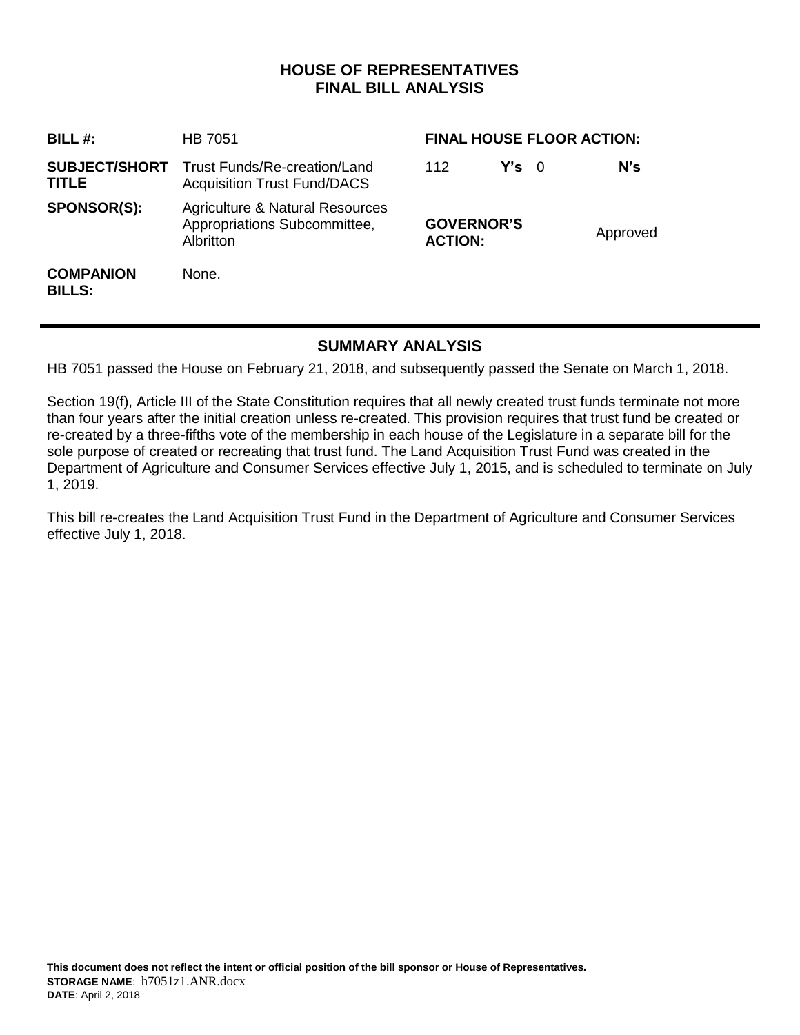# HOUSE OF REPRESENTATIVES
# FINAL BILL ANALYSIS

| | | | |
|---|---|---|---|
| **BILL #:** | HB 7051 | **FINAL HOUSE FLOOR ACTION:** | |
| **SUBJECT/SHORT TITLE** | Trust Funds/Re-creation/Land Acquisition Trust Fund/DACS | 112 **Y's** | 0 **N's** |
| **SPONSOR(S):** | Agriculture & Natural Resources Appropriations Subcommittee, Albritton | **GOVERNOR'S ACTION:** | Approved |
| **COMPANION BILLS:** | None. | | |

## SUMMARY ANALYSIS

HB 7051 passed the House on February 21, 2018, and subsequently passed the Senate on March 1, 2018.

Section 19(f), Article III of the State Constitution requires that all newly created trust funds terminate not more than four years after the initial creation unless re-created. This provision requires that trust fund be created or re-created by a three-fifths vote of the membership in each house of the Legislature in a separate bill for the sole purpose of created or recreating that trust fund. The Land Acquisition Trust Fund was created in the Department of Agriculture and Consumer Services effective July 1, 2015, and is scheduled to terminate on July 1, 2019.

This bill re-creates the Land Acquisition Trust Fund in the Department of Agriculture and Consumer Services effective July 1, 2018.

**This document does not reflect the intent or official position of the bill sponsor or House of Representatives.**
**STORAGE NAME**: h7051z1.ANR.docx
**DATE**: April 2, 2018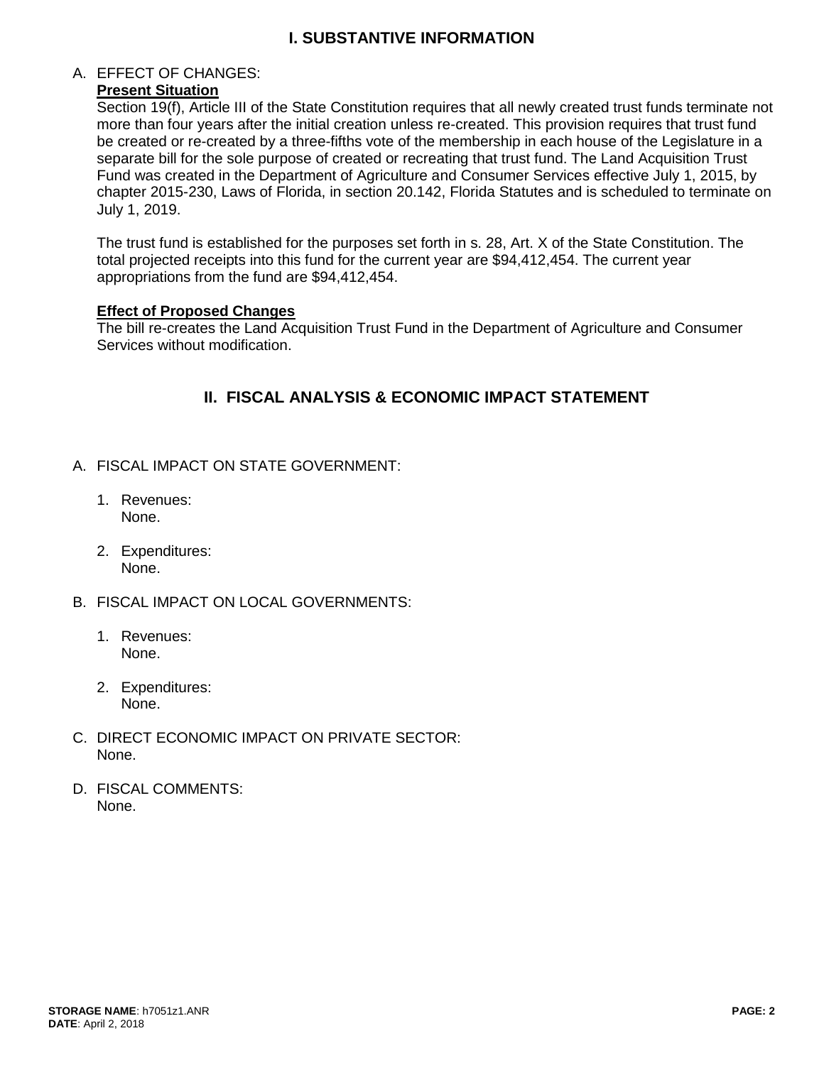# I. SUBSTANTIVE INFORMATION

A. EFFECT OF CHANGES:

**Present Situation**

Section 19(f), Article III of the State Constitution requires that all newly created trust funds terminate not more than four years after the initial creation unless re-created. This provision requires that trust fund be created or re-created by a three-fifths vote of the membership in each house of the Legislature in a separate bill for the sole purpose of created or recreating that trust fund. The Land Acquisition Trust Fund was created in the Department of Agriculture and Consumer Services effective July 1, 2015, by chapter 2015-230, Laws of Florida, in section 20.142, Florida Statutes and is scheduled to terminate on July 1, 2019.

The trust fund is established for the purposes set forth in s. 28, Art. X of the State Constitution. The total projected receipts into this fund for the current year are $94,412,454. The current year appropriations from the fund are $94,412,454.

**Effect of Proposed Changes**

The bill re-creates the Land Acquisition Trust Fund in the Department of Agriculture and Consumer Services without modification.

# II. FISCAL ANALYSIS & ECONOMIC IMPACT STATEMENT

A. FISCAL IMPACT ON STATE GOVERNMENT:

1. Revenues:
   None.

2. Expenditures:
   None.

B. FISCAL IMPACT ON LOCAL GOVERNMENTS:

1. Revenues:
   None.

2. Expenditures:
   None.

C. DIRECT ECONOMIC IMPACT ON PRIVATE SECTOR:
   None.

D. FISCAL COMMENTS:
   None.